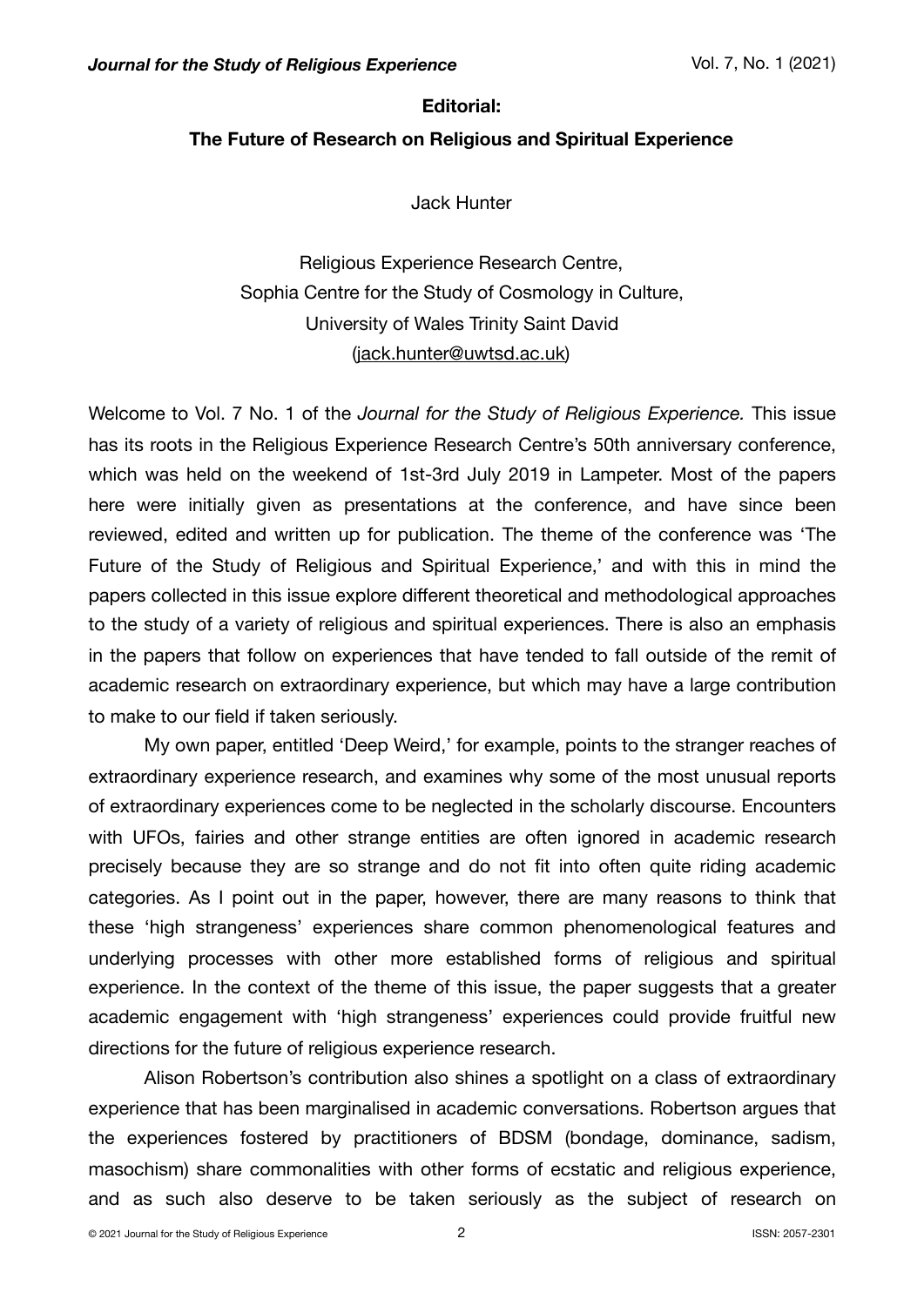**Editorial:**

**The Future of Research on Religious and Spiritual Experience**

Jack Hunter

Religious Experience Research Centre,
Sophia Centre for the Study of Cosmology in Culture,
University of Wales Trinity Saint David
(jack.hunter@uwtsd.ac.uk)

Welcome to Vol. 7 No. 1 of the *Journal for the Study of Religious Experience.* This issue has its roots in the Religious Experience Research Centre's 50th anniversary conference, which was held on the weekend of 1st-3rd July 2019 in Lampeter. Most of the papers here were initially given as presentations at the conference, and have since been reviewed, edited and written up for publication. The theme of the conference was 'The Future of the Study of Religious and Spiritual Experience,' and with this in mind the papers collected in this issue explore different theoretical and methodological approaches to the study of a variety of religious and spiritual experiences. There is also an emphasis in the papers that follow on experiences that have tended to fall outside of the remit of academic research on extraordinary experience, but which may have a large contribution to make to our field if taken seriously.

My own paper, entitled 'Deep Weird,' for example, points to the stranger reaches of extraordinary experience research, and examines why some of the most unusual reports of extraordinary experiences come to be neglected in the scholarly discourse. Encounters with UFOs, fairies and other strange entities are often ignored in academic research precisely because they are so strange and do not fit into often quite riding academic categories. As I point out in the paper, however, there are many reasons to think that these 'high strangeness' experiences share common phenomenological features and underlying processes with other more established forms of religious and spiritual experience. In the context of the theme of this issue, the paper suggests that a greater academic engagement with 'high strangeness' experiences could provide fruitful new directions for the future of religious experience research.

Alison Robertson's contribution also shines a spotlight on a class of extraordinary experience that has been marginalised in academic conversations. Robertson argues that the experiences fostered by practitioners of BDSM (bondage, dominance, sadism, masochism) share commonalities with other forms of ecstatic and religious experience, and as such also deserve to be taken seriously as the subject of research on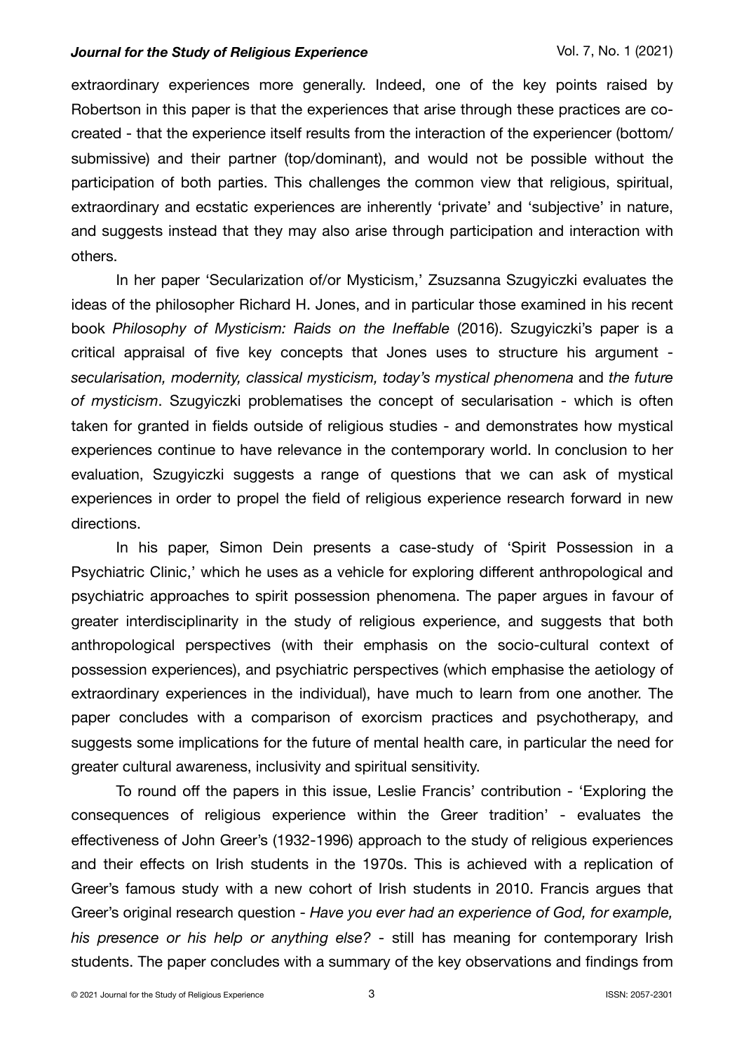extraordinary experiences more generally. Indeed, one of the key points raised by Robertson in this paper is that the experiences that arise through these practices are co-created - that the experience itself results from the interaction of the experiencer (bottom/submissive) and their partner (top/dominant), and would not be possible without the participation of both parties. This challenges the common view that religious, spiritual, extraordinary and ecstatic experiences are inherently 'private' and 'subjective' in nature, and suggests instead that they may also arise through participation and interaction with others.

In her paper 'Secularization of/or Mysticism,' Zsuzsanna Szugyiczki evaluates the ideas of the philosopher Richard H. Jones, and in particular those examined in his recent book *Philosophy of Mysticism: Raids on the Ineffable* (2016). Szugyiczki's paper is a critical appraisal of five key concepts that Jones uses to structure his argument - *secularisation, modernity, classical mysticism, today's mystical phenomena* and *the future of mysticism*. Szugyiczki problematises the concept of secularisation - which is often taken for granted in fields outside of religious studies - and demonstrates how mystical experiences continue to have relevance in the contemporary world. In conclusion to her evaluation, Szugyiczki suggests a range of questions that we can ask of mystical experiences in order to propel the field of religious experience research forward in new directions.

In his paper, Simon Dein presents a case-study of 'Spirit Possession in a Psychiatric Clinic,' which he uses as a vehicle for exploring different anthropological and psychiatric approaches to spirit possession phenomena. The paper argues in favour of greater interdisciplinarity in the study of religious experience, and suggests that both anthropological perspectives (with their emphasis on the socio-cultural context of possession experiences), and psychiatric perspectives (which emphasise the aetiology of extraordinary experiences in the individual), have much to learn from one another. The paper concludes with a comparison of exorcism practices and psychotherapy, and suggests some implications for the future of mental health care, in particular the need for greater cultural awareness, inclusivity and spiritual sensitivity.

To round off the papers in this issue, Leslie Francis' contribution - 'Exploring the consequences of religious experience within the Greer tradition' - evaluates the effectiveness of John Greer's (1932-1996) approach to the study of religious experiences and their effects on Irish students in the 1970s. This is achieved with a replication of Greer's famous study with a new cohort of Irish students in 2010. Francis argues that Greer's original research question - *Have you ever had an experience of God, for example, his presence or his help or anything else?* - still has meaning for contemporary Irish students. The paper concludes with a summary of the key observations and findings from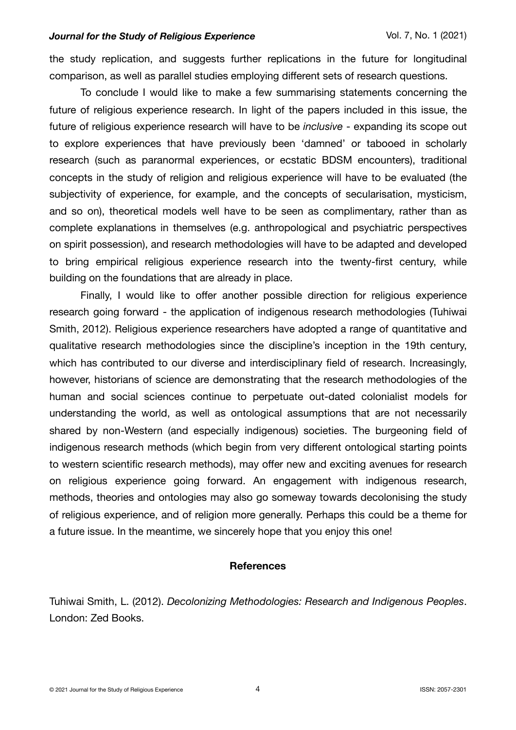the study replication, and suggests further replications in the future for longitudinal comparison, as well as parallel studies employing different sets of research questions.

To conclude I would like to make a few summarising statements concerning the future of religious experience research. In light of the papers included in this issue, the future of religious experience research will have to be *inclusive* - expanding its scope out to explore experiences that have previously been 'damned' or tabooed in scholarly research (such as paranormal experiences, or ecstatic BDSM encounters), traditional concepts in the study of religion and religious experience will have to be evaluated (the subjectivity of experience, for example, and the concepts of secularisation, mysticism, and so on), theoretical models well have to be seen as complimentary, rather than as complete explanations in themselves (e.g. anthropological and psychiatric perspectives on spirit possession), and research methodologies will have to be adapted and developed to bring empirical religious experience research into the twenty-first century, while building on the foundations that are already in place.

Finally, I would like to offer another possible direction for religious experience research going forward - the application of indigenous research methodologies (Tuhiwai Smith, 2012). Religious experience researchers have adopted a range of quantitative and qualitative research methodologies since the discipline's inception in the 19th century, which has contributed to our diverse and interdisciplinary field of research. Increasingly, however, historians of science are demonstrating that the research methodologies of the human and social sciences continue to perpetuate out-dated colonialist models for understanding the world, as well as ontological assumptions that are not necessarily shared by non-Western (and especially indigenous) societies. The burgeoning field of indigenous research methods (which begin from very different ontological starting points to western scientific research methods), may offer new and exciting avenues for research on religious experience going forward. An engagement with indigenous research, methods, theories and ontologies may also go someway towards decolonising the study of religious experience, and of religion more generally. Perhaps this could be a theme for a future issue. In the meantime, we sincerely hope that you enjoy this one!

## References

Tuhiwai Smith, L. (2012). *Decolonizing Methodologies: Research and Indigenous Peoples*. London: Zed Books.